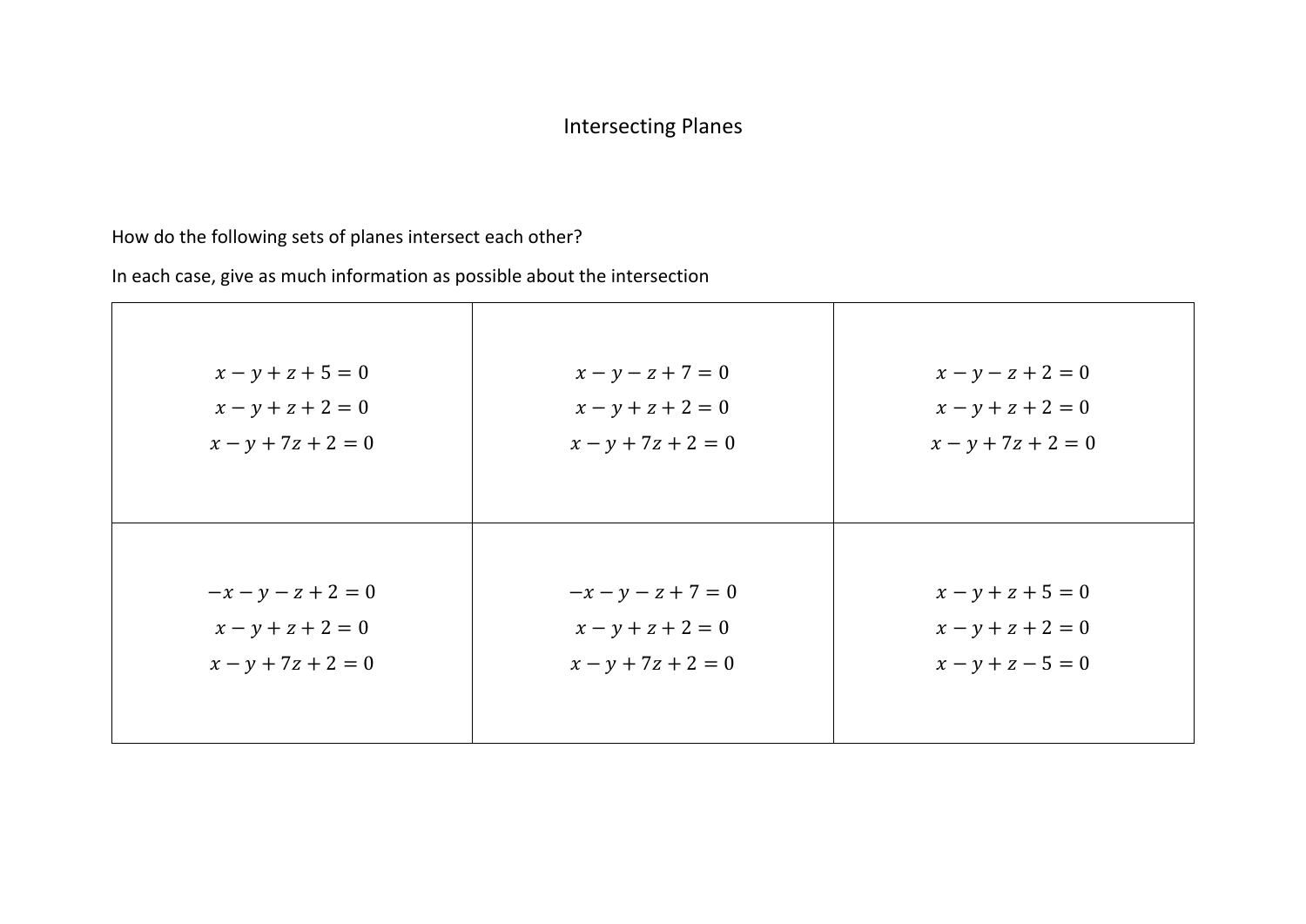# Intersecting Planes

How do the following sets of planes intersect each other?

In each case, give as much information as possible about the intersection

| | | |
|---|---|---|
| $x - y + z + 5 = 0$<br>$x - y + z + 2 = 0$<br>$x - y + 7z + 2 = 0$ | $x - y - z + 7 = 0$<br>$x - y + z + 2 = 0$<br>$x - y + 7z + 2 = 0$ | $x - y - z + 2 = 0$<br>$x - y + z + 2 = 0$<br>$x - y + 7z + 2 = 0$ |
| $-x - y - z + 2 = 0$<br>$x - y + z + 2 = 0$<br>$x - y + 7z + 2 = 0$ | $-x - y - z + 7 = 0$<br>$x - y + z + 2 = 0$<br>$x - y + 7z + 2 = 0$ | $x - y + z + 5 = 0$<br>$x - y + z + 2 = 0$<br>$x - y + z - 5 = 0$ |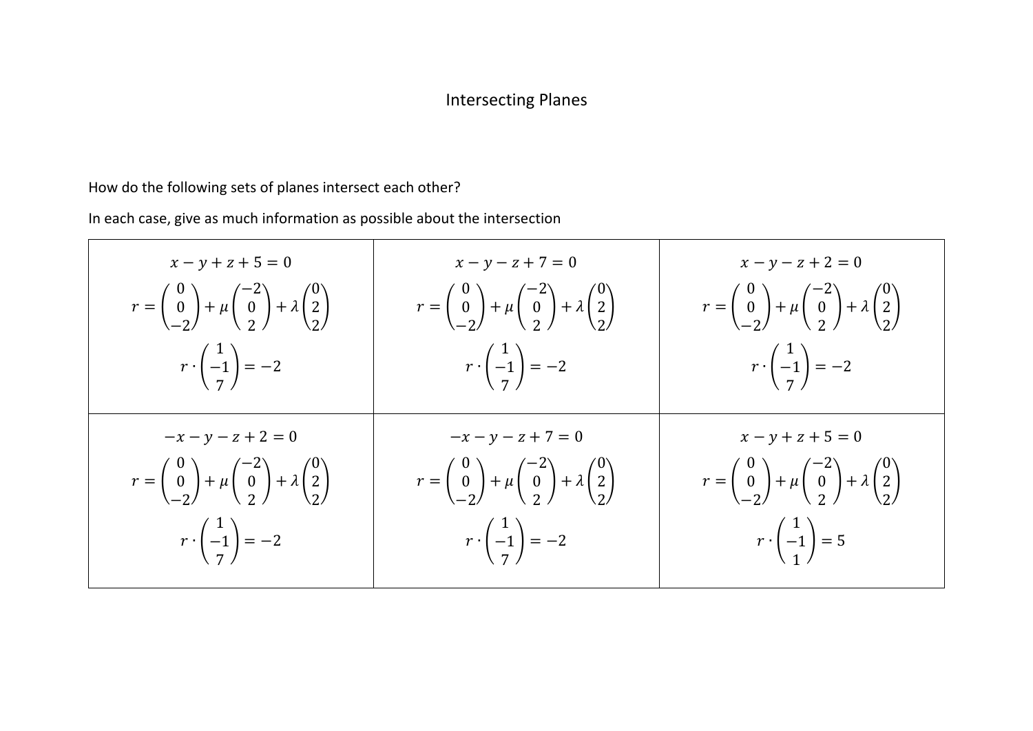# Intersecting Planes

How do the following sets of planes intersect each other?

In each case, give as much information as possible about the intersection

| | | |
|---|---|---|
| $x - y + z + 5 = 0$ <br> $r = \begin{pmatrix} 0 \\ 0 \\ -2 \end{pmatrix} + \mu \begin{pmatrix} -2 \\ 0 \\ 2 \end{pmatrix} + \lambda \begin{pmatrix} 0 \\ 2 \\ 2 \end{pmatrix}$ <br> $r \cdot \begin{pmatrix} 1 \\ -1 \\ 7 \end{pmatrix} = -2$ | $x - y - z + 7 = 0$ <br> $r = \begin{pmatrix} 0 \\ 0 \\ -2 \end{pmatrix} + \mu \begin{pmatrix} -2 \\ 0 \\ 2 \end{pmatrix} + \lambda \begin{pmatrix} 0 \\ 2 \\ 2 \end{pmatrix}$ <br> $r \cdot \begin{pmatrix} 1 \\ -1 \\ 7 \end{pmatrix} = -2$ | $x - y - z + 2 = 0$ <br> $r = \begin{pmatrix} 0 \\ 0 \\ -2 \end{pmatrix} + \mu \begin{pmatrix} -2 \\ 0 \\ 2 \end{pmatrix} + \lambda \begin{pmatrix} 0 \\ 2 \\ 2 \end{pmatrix}$ <br> $r \cdot \begin{pmatrix} 1 \\ -1 \\ 7 \end{pmatrix} = -2$ |
| $-x - y - z + 2 = 0$ <br> $r = \begin{pmatrix} 0 \\ 0 \\ -2 \end{pmatrix} + \mu \begin{pmatrix} -2 \\ 0 \\ 2 \end{pmatrix} + \lambda \begin{pmatrix} 0 \\ 2 \\ 2 \end{pmatrix}$ <br> $r \cdot \begin{pmatrix} 1 \\ -1 \\ 7 \end{pmatrix} = -2$ | $-x - y - z + 7 = 0$ <br> $r = \begin{pmatrix} 0 \\ 0 \\ -2 \end{pmatrix} + \mu \begin{pmatrix} -2 \\ 0 \\ 2 \end{pmatrix} + \lambda \begin{pmatrix} 0 \\ 2 \\ 2 \end{pmatrix}$ <br> $r \cdot \begin{pmatrix} 1 \\ -1 \\ 7 \end{pmatrix} = -2$ | $x - y + z + 5 = 0$ <br> $r = \begin{pmatrix} 0 \\ 0 \\ -2 \end{pmatrix} + \mu \begin{pmatrix} -2 \\ 0 \\ 2 \end{pmatrix} + \lambda \begin{pmatrix} 0 \\ 2 \\ 2 \end{pmatrix}$ <br> $r \cdot \begin{pmatrix} 1 \\ -1 \\ 1 \end{pmatrix} = 5$ |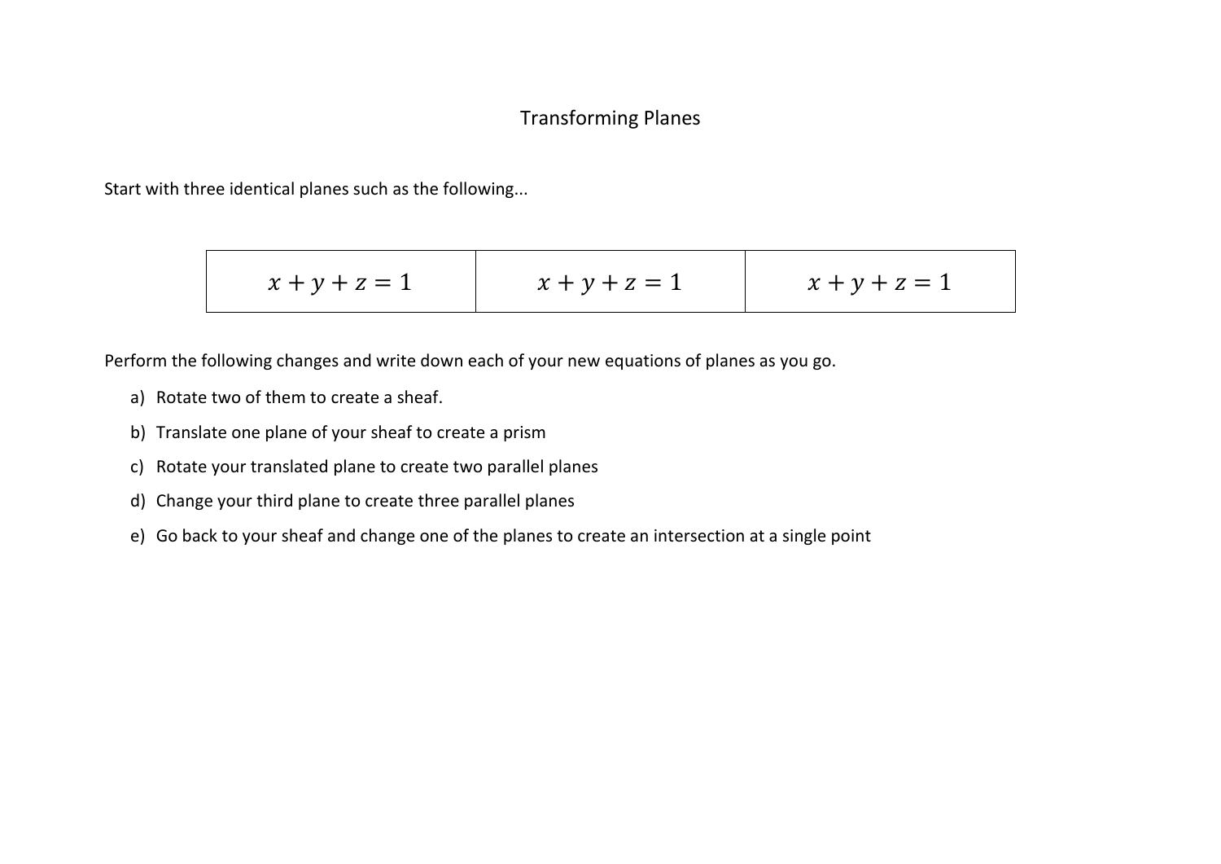# Transforming Planes

Start with three identical planes such as the following...

| $x + y + z = 1$ | $x + y + z = 1$ | $x + y + z = 1$ |
|---|---|---|

Perform the following changes and write down each of your new equations of planes as you go.

a) Rotate two of them to create a sheaf.

b) Translate one plane of your sheaf to create a prism

c) Rotate your translated plane to create two parallel planes

d) Change your third plane to create three parallel planes

e) Go back to your sheaf and change one of the planes to create an intersection at a single point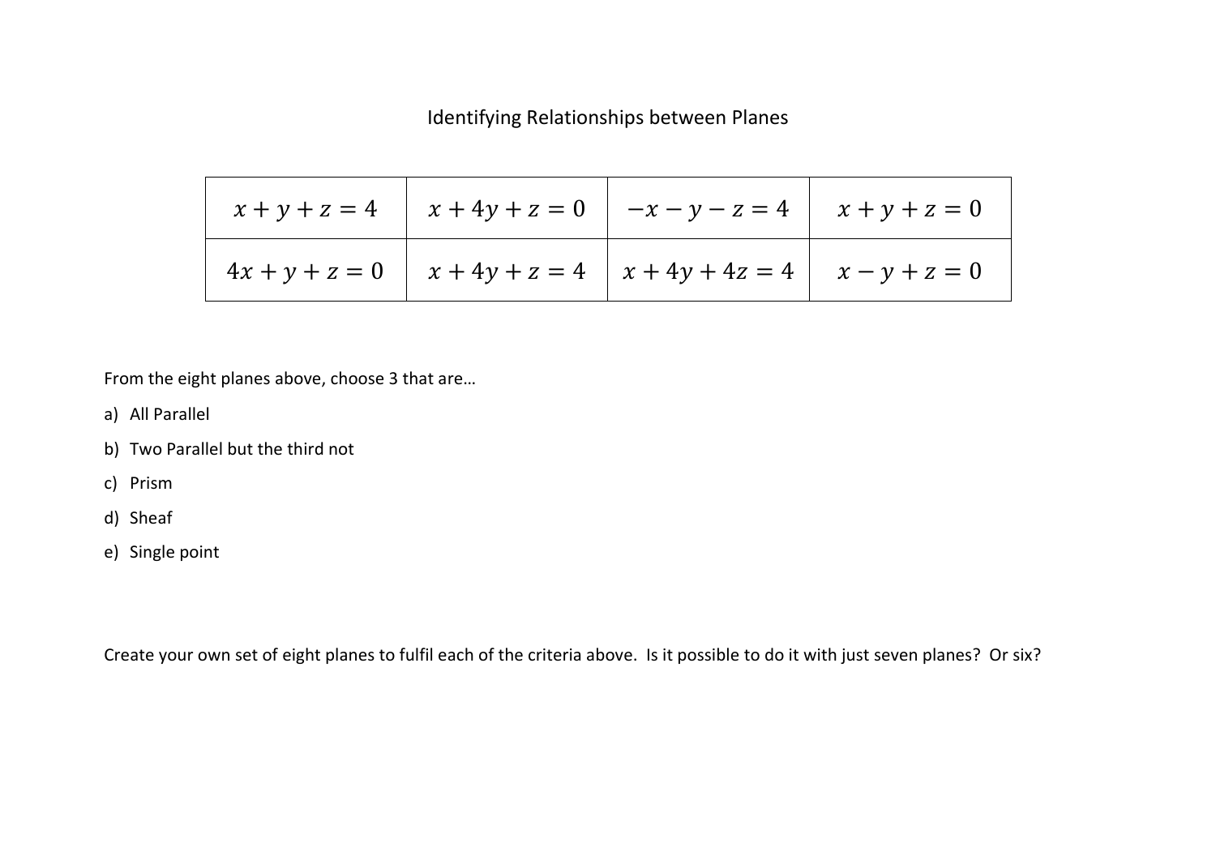# Identifying Relationships between Planes

| $x + y + z = 4$ | $x + 4y + z = 0$ | $-x - y - z = 4$ | $x + y + z = 0$ |
|---|---|---|---|
| $4x + y + z = 0$ | $x + 4y + z = 4$ | $x + 4y + 4z = 4$ | $x - y + z = 0$ |

From the eight planes above, choose 3 that are…

a) All Parallel

b) Two Parallel but the third not

c) Prism

d) Sheaf

e) Single point

Create your own set of eight planes to fulfil each of the criteria above. Is it possible to do it with just seven planes? Or six?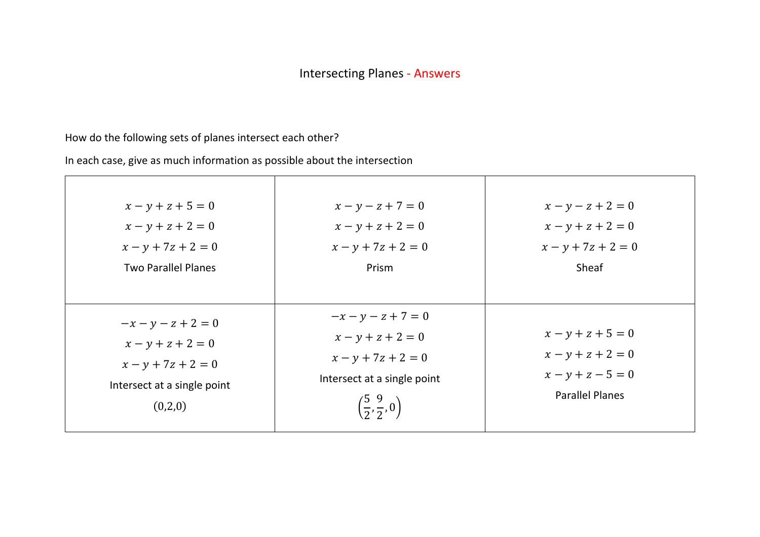# Intersecting Planes - Answers

How do the following sets of planes intersect each other?

In each case, give as much information as possible about the intersection

| | | |
|---|---|---|
| $x - y + z + 5 = 0$<br>$x - y + z + 2 = 0$<br>$x - y + 7z + 2 = 0$<br>Two Parallel Planes | $x - y - z + 7 = 0$<br>$x - y + z + 2 = 0$<br>$x - y + 7z + 2 = 0$<br>Prism | $x - y - z + 2 = 0$<br>$x - y + z + 2 = 0$<br>$x - y + 7z + 2 = 0$<br>Sheaf |
| $-x - y - z + 2 = 0$<br>$x - y + z + 2 = 0$<br>$x - y + 7z + 2 = 0$<br>Intersect at a single point<br>$(0,2,0)$ | $-x - y - z + 7 = 0$<br>$x - y + z + 2 = 0$<br>$x - y + 7z + 2 = 0$<br>Intersect at a single point<br>$\left(\frac{5}{2}, \frac{9}{2}, 0\right)$ | $x - y + z + 5 = 0$<br>$x - y + z + 2 = 0$<br>$x - y + z - 5 = 0$<br>Parallel Planes |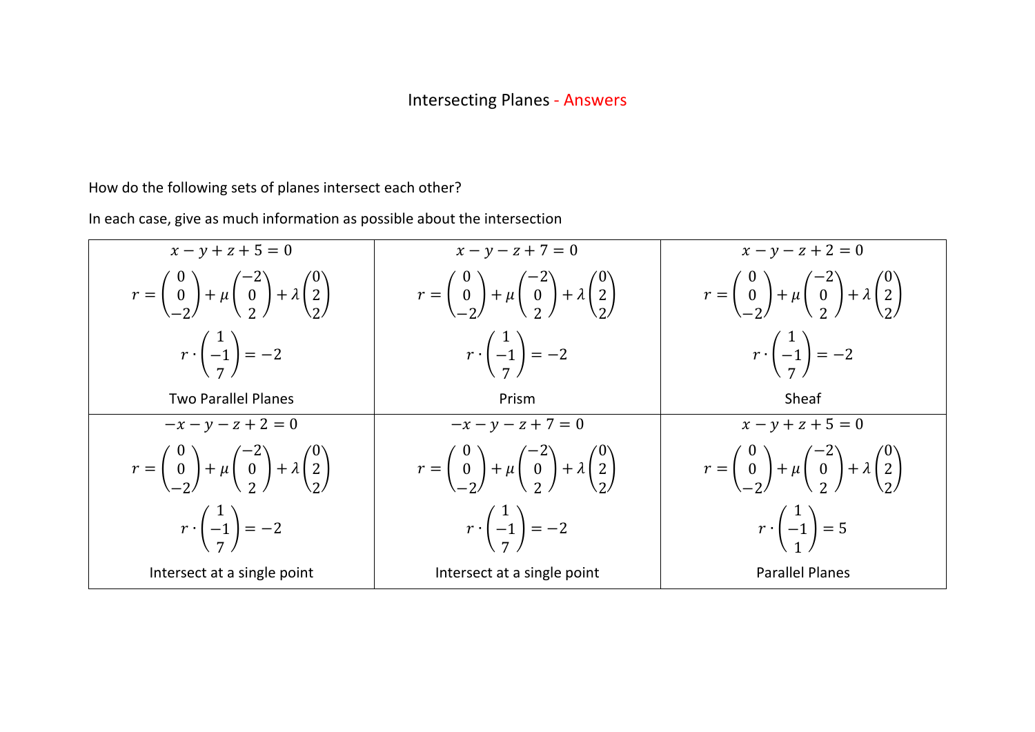Intersecting Planes - Answers

How do the following sets of planes intersect each other?

In each case, give as much information as possible about the intersection

| | | |
|---|---|---|
| $x - y + z + 5 = 0$<br>$r = \begin{pmatrix} 0 \\ 0 \\ -2 \end{pmatrix} + \mu \begin{pmatrix} -2 \\ 0 \\ 2 \end{pmatrix} + \lambda \begin{pmatrix} 0 \\ 2 \\ 2 \end{pmatrix}$<br>$r \cdot \begin{pmatrix} 1 \\ -1 \\ 7 \end{pmatrix} = -2$<br>Two Parallel Planes | $x - y - z + 7 = 0$<br>$r = \begin{pmatrix} 0 \\ 0 \\ -2 \end{pmatrix} + \mu \begin{pmatrix} -2 \\ 0 \\ 2 \end{pmatrix} + \lambda \begin{pmatrix} 0 \\ 2 \\ 2 \end{pmatrix}$<br>$r \cdot \begin{pmatrix} 1 \\ -1 \\ 7 \end{pmatrix} = -2$<br>Prism | $x - y - z + 2 = 0$<br>$r = \begin{pmatrix} 0 \\ 0 \\ -2 \end{pmatrix} + \mu \begin{pmatrix} -2 \\ 0 \\ 2 \end{pmatrix} + \lambda \begin{pmatrix} 0 \\ 2 \\ 2 \end{pmatrix}$<br>$r \cdot \begin{pmatrix} 1 \\ -1 \\ 7 \end{pmatrix} = -2$<br>Sheaf |
| $-x - y - z + 2 = 0$<br>$r = \begin{pmatrix} 0 \\ 0 \\ -2 \end{pmatrix} + \mu \begin{pmatrix} -2 \\ 0 \\ 2 \end{pmatrix} + \lambda \begin{pmatrix} 0 \\ 2 \\ 2 \end{pmatrix}$<br>$r \cdot \begin{pmatrix} 1 \\ -1 \\ 7 \end{pmatrix} = -2$<br>Intersect at a single point | $-x - y - z + 7 = 0$<br>$r = \begin{pmatrix} 0 \\ 0 \\ -2 \end{pmatrix} + \mu \begin{pmatrix} -2 \\ 0 \\ 2 \end{pmatrix} + \lambda \begin{pmatrix} 0 \\ 2 \\ 2 \end{pmatrix}$<br>$r \cdot \begin{pmatrix} 1 \\ -1 \\ 7 \end{pmatrix} = -2$<br>Intersect at a single point | $x - y + z + 5 = 0$<br>$r = \begin{pmatrix} 0 \\ 0 \\ -2 \end{pmatrix} + \mu \begin{pmatrix} -2 \\ 0 \\ 2 \end{pmatrix} + \lambda \begin{pmatrix} 0 \\ 2 \\ 2 \end{pmatrix}$<br>$r \cdot \begin{pmatrix} 1 \\ -1 \\ 1 \end{pmatrix} = 5$<br>Parallel Planes |